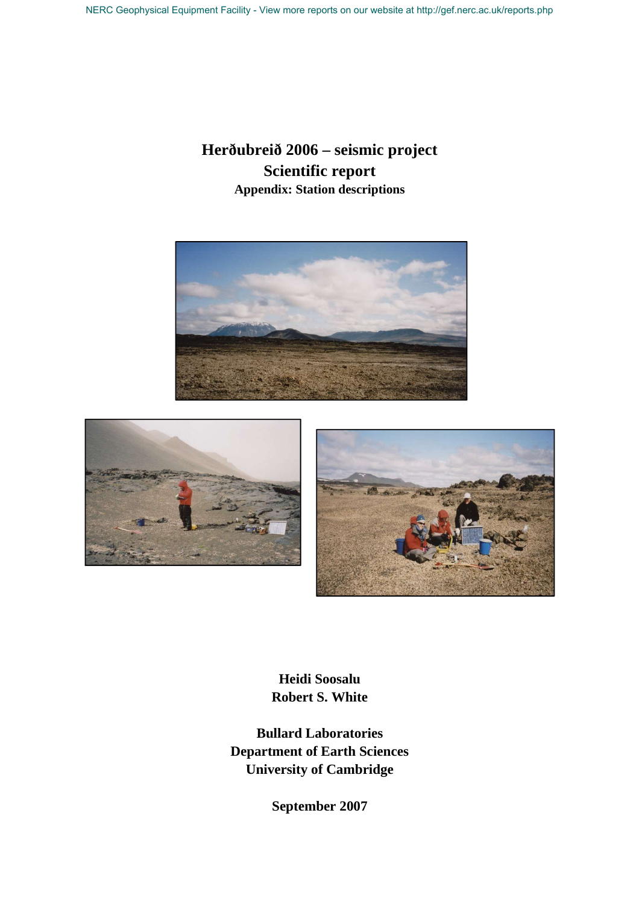# Herðubreið 2006 – seismic project

## Scientific report

### Appendix: Station descriptions

**Heidi Soosalu**
**Robert S. White**

**Bullard Laboratories**
**Department of Earth Sciences**
**University of Cambridge**

**September 2007**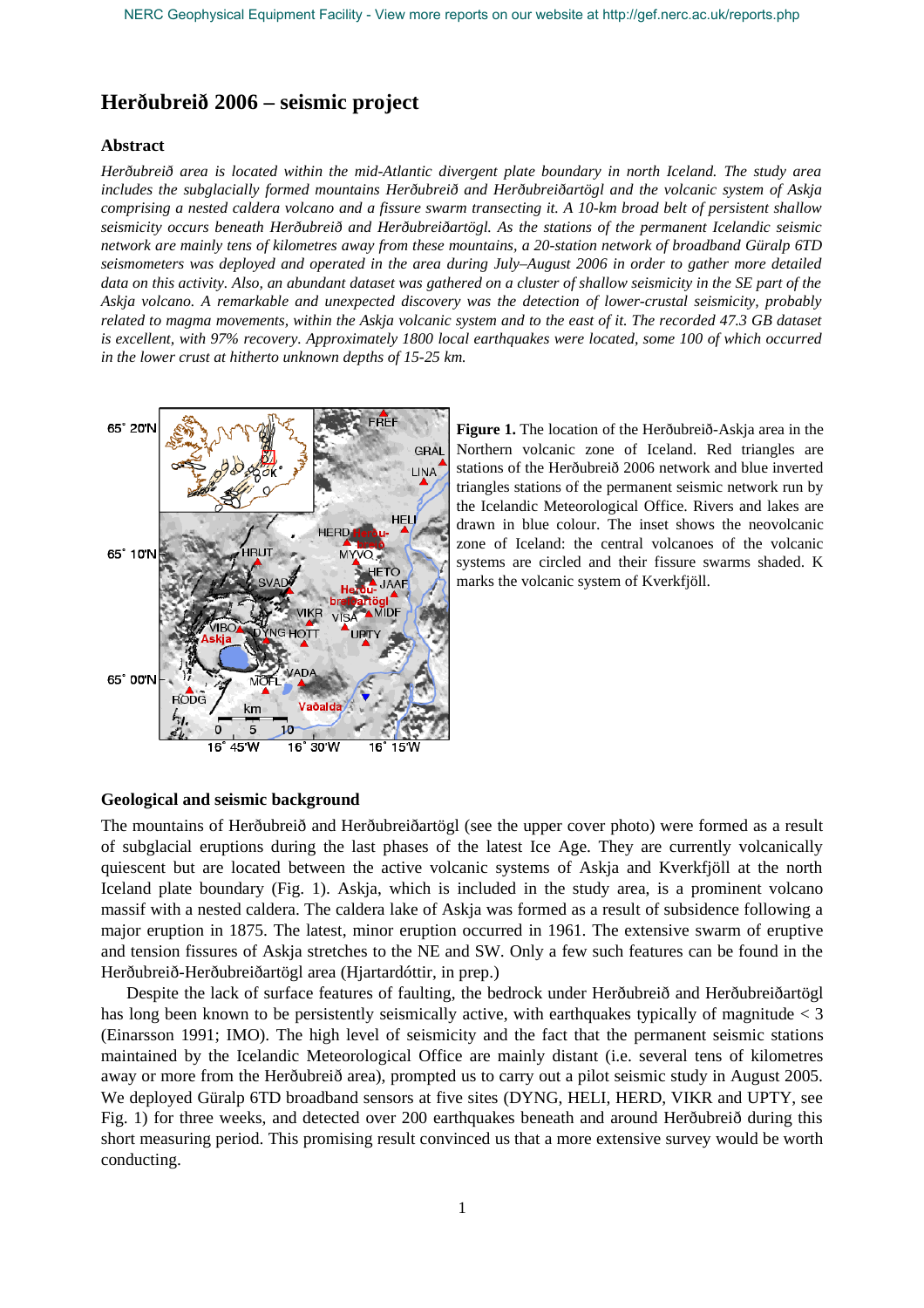# Herðubreið 2006 – seismic project

## Abstract

*Herðubreið area is located within the mid-Atlantic divergent plate boundary in north Iceland. The study area includes the subglacially formed mountains Herðubreið and Herðubreiðartögl and the volcanic system of Askja comprising a nested caldera volcano and a fissure swarm transecting it. A 10-km broad belt of persistent shallow seismicity occurs beneath Herðubreið and Herðubreiðartögl. As the stations of the permanent Icelandic seismic network are mainly tens of kilometres away from these mountains, a 20-station network of broadband Güralp 6TD seismometers was deployed and operated in the area during July–August 2006 in order to gather more detailed data on this activity. Also, an abundant dataset was gathered on a cluster of shallow seismicity in the SE part of the Askja volcano. A remarkable and unexpected discovery was the detection of lower-crustal seismicity, probably related to magma movements, within the Askja volcanic system and to the east of it. The recorded 47.3 GB dataset is excellent, with 97% recovery. Approximately 1800 local earthquakes were located, some 100 of which occurred in the lower crust at hitherto unknown depths of 15-25 km.*

**Figure 1.** The location of the Herðubreið-Askja area in the Northern volcanic zone of Iceland. Red triangles are stations of the Herðubreið 2006 network and blue inverted triangles stations of the permanent seismic network run by the Icelandic Meteorological Office. Rivers and lakes are drawn in blue colour. The inset shows the neovolcanic zone of Iceland: the central volcanoes of the volcanic systems are circled and their fissure swarms shaded. K marks the volcanic system of Kverkfjöll.

## Geological and seismic background

The mountains of Herðubreið and Herðubreiðartögl (see the upper cover photo) were formed as a result of subglacial eruptions during the last phases of the latest Ice Age. They are currently volcanically quiescent but are located between the active volcanic systems of Askja and Kverkfjöll at the north Iceland plate boundary (Fig. 1). Askja, which is included in the study area, is a prominent volcano massif with a nested caldera. The caldera lake of Askja was formed as a result of subsidence following a major eruption in 1875. The latest, minor eruption occurred in 1961. The extensive swarm of eruptive and tension fissures of Askja stretches to the NE and SW. Only a few such features can be found in the Herðubreið-Herðubreiðartögl area (Hjartardóttir, in prep.)

Despite the lack of surface features of faulting, the bedrock under Herðubreið and Herðubreiðartögl has long been known to be persistently seismically active, with earthquakes typically of magnitude < 3 (Einarsson 1991; IMO). The high level of seismicity and the fact that the permanent seismic stations maintained by the Icelandic Meteorological Office are mainly distant (i.e. several tens of kilometres away or more from the Herðubreið area), prompted us to carry out a pilot seismic study in August 2005. We deployed Güralp 6TD broadband sensors at five sites (DYNG, HELI, HERD, VIKR and UPTY, see Fig. 1) for three weeks, and detected over 200 earthquakes beneath and around Herðubreið during this short measuring period. This promising result convinced us that a more extensive survey would be worth conducting.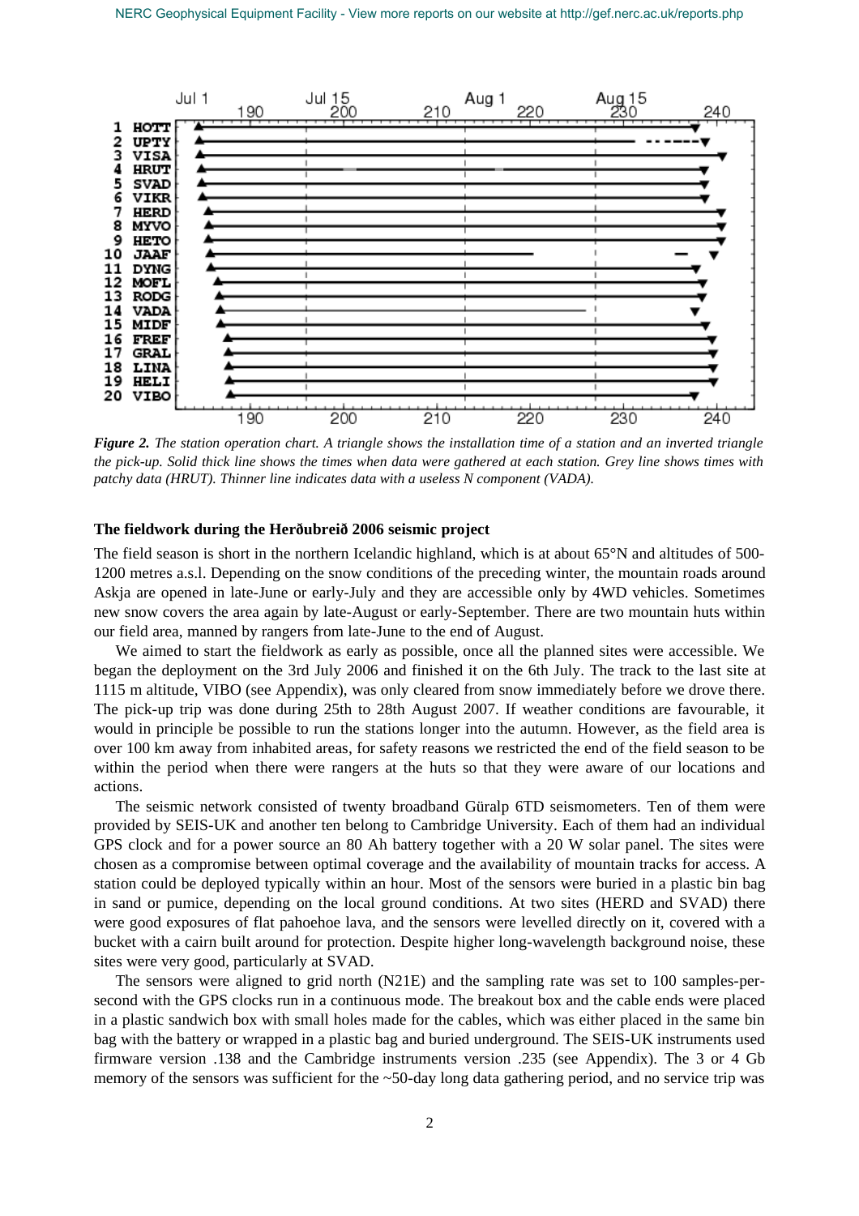**Figure 2.** *The station operation chart. A triangle shows the installation time of a station and an inverted triangle the pick-up. Solid thick line shows the times when data were gathered at each station. Grey line shows times with patchy data (HRUT). Thinner line indicates data with a useless N component (VADA).*

### The fieldwork during the Herðubreið 2006 seismic project

The field season is short in the northern Icelandic highland, which is at about 65°N and altitudes of 500-1200 metres a.s.l. Depending on the snow conditions of the preceding winter, the mountain roads around Askja are opened in late-June or early-July and they are accessible only by 4WD vehicles. Sometimes new snow covers the area again by late-August or early-September. There are two mountain huts within our field area, manned by rangers from late-June to the end of August.

We aimed to start the fieldwork as early as possible, once all the planned sites were accessible. We began the deployment on the 3rd July 2006 and finished it on the 6th July. The track to the last site at 1115 m altitude, VIBO (see Appendix), was only cleared from snow immediately before we drove there. The pick-up trip was done during 25th to 28th August 2007. If weather conditions are favourable, it would in principle be possible to run the stations longer into the autumn. However, as the field area is over 100 km away from inhabited areas, for safety reasons we restricted the end of the field season to be within the period when there were rangers at the huts so that they were aware of our locations and actions.

The seismic network consisted of twenty broadband Güralp 6TD seismometers. Ten of them were provided by SEIS-UK and another ten belong to Cambridge University. Each of them had an individual GPS clock and for a power source an 80 Ah battery together with a 20 W solar panel. The sites were chosen as a compromise between optimal coverage and the availability of mountain tracks for access. A station could be deployed typically within an hour. Most of the sensors were buried in a plastic bin bag in sand or pumice, depending on the local ground conditions. At two sites (HERD and SVAD) there were good exposures of flat pahoehoe lava, and the sensors were levelled directly on it, covered with a bucket with a cairn built around for protection. Despite higher long-wavelength background noise, these sites were very good, particularly at SVAD.

The sensors were aligned to grid north (N21E) and the sampling rate was set to 100 samples-per-second with the GPS clocks run in a continuous mode. The breakout box and the cable ends were placed in a plastic sandwich box with small holes made for the cables, which was either placed in the same bin bag with the battery or wrapped in a plastic bag and buried underground. The SEIS-UK instruments used firmware version .138 and the Cambridge instruments version .235 (see Appendix). The 3 or 4 Gb memory of the sensors was sufficient for the ~50-day long data gathering period, and no service trip was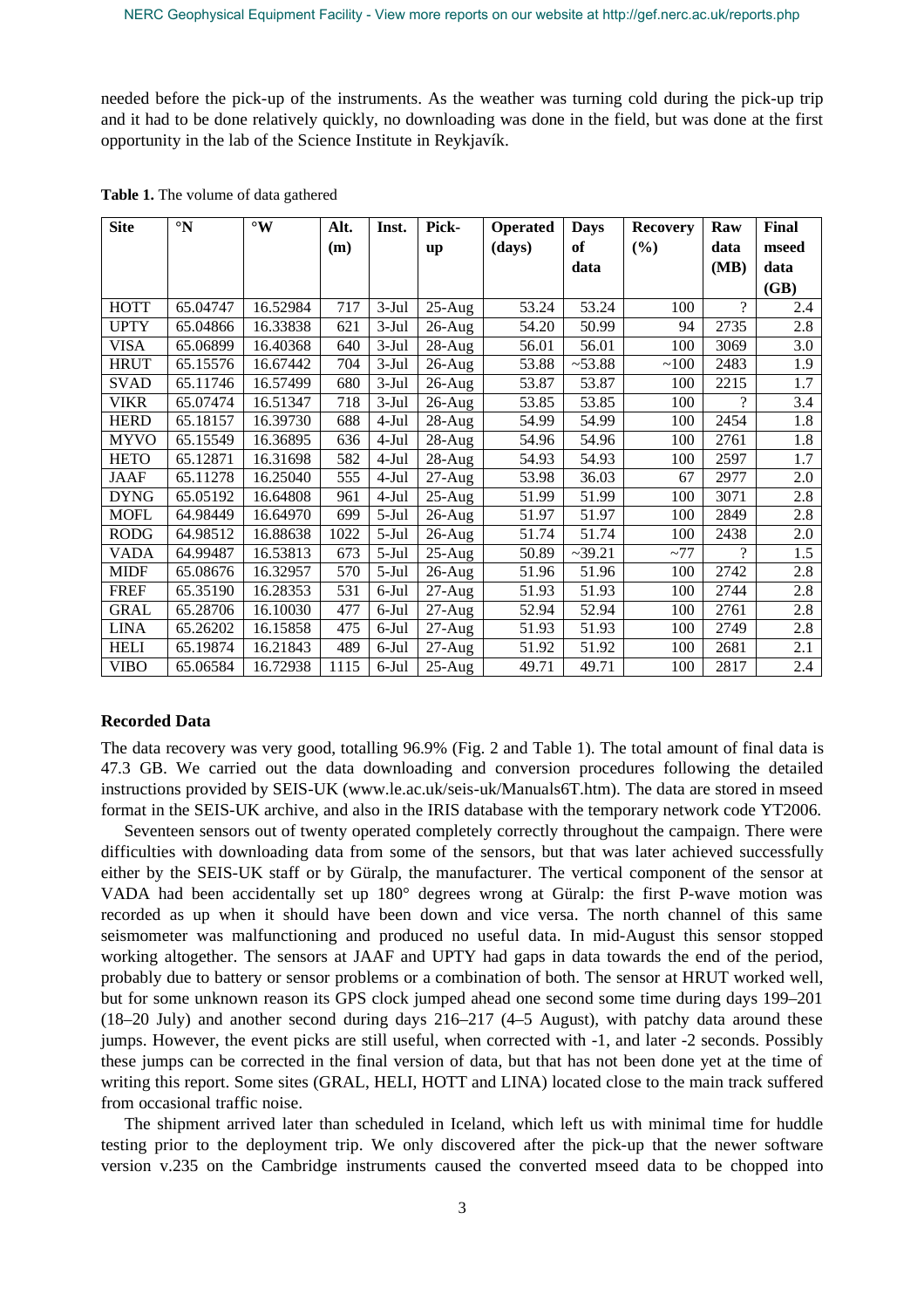needed before the pick-up of the instruments. As the weather was turning cold during the pick-up trip and it had to be done relatively quickly, no downloading was done in the field, but was done at the first opportunity in the lab of the Science Institute in Reykjavík.

**Table 1.** The volume of data gathered

| Site | °N | °W | Alt. (m) | Inst. | Pick-up | Operated (days) | Days of data | Recovery (%) | Raw data (MB) | Final mseed data (GB) |
|---|---|---|---|---|---|---|---|---|---|---|
| HOTT | 65.04747 | 16.52984 | 717 | 3-Jul | 25-Aug | 53.24 | 53.24 | 100 | ? | 2.4 |
| UPTY | 65.04866 | 16.33838 | 621 | 3-Jul | 26-Aug | 54.20 | 50.99 | 94 | 2735 | 2.8 |
| VISA | 65.06899 | 16.40368 | 640 | 3-Jul | 28-Aug | 56.01 | 56.01 | 100 | 3069 | 3.0 |
| HRUT | 65.15576 | 16.67442 | 704 | 3-Jul | 26-Aug | 53.88 | ~53.88 | ~100 | 2483 | 1.9 |
| SVAD | 65.11746 | 16.57499 | 680 | 3-Jul | 26-Aug | 53.87 | 53.87 | 100 | 2215 | 1.7 |
| VIKR | 65.07474 | 16.51347 | 718 | 3-Jul | 26-Aug | 53.85 | 53.85 | 100 | ? | 3.4 |
| HERD | 65.18157 | 16.39730 | 688 | 4-Jul | 28-Aug | 54.99 | 54.99 | 100 | 2454 | 1.8 |
| MYVO | 65.15549 | 16.36895 | 636 | 4-Jul | 28-Aug | 54.96 | 54.96 | 100 | 2761 | 1.8 |
| HETO | 65.12871 | 16.31698 | 582 | 4-Jul | 28-Aug | 54.93 | 54.93 | 100 | 2597 | 1.7 |
| JAAF | 65.11278 | 16.25040 | 555 | 4-Jul | 27-Aug | 53.98 | 36.03 | 67 | 2977 | 2.0 |
| DYNG | 65.05192 | 16.64808 | 961 | 4-Jul | 25-Aug | 51.99 | 51.99 | 100 | 3071 | 2.8 |
| MOFL | 64.98449 | 16.64970 | 699 | 5-Jul | 26-Aug | 51.97 | 51.97 | 100 | 2849 | 2.8 |
| RODG | 64.98512 | 16.88638 | 1022 | 5-Jul | 26-Aug | 51.74 | 51.74 | 100 | 2438 | 2.0 |
| VADA | 64.99487 | 16.53813 | 673 | 5-Jul | 25-Aug | 50.89 | ~39.21 | ~77 | ? | 1.5 |
| MIDF | 65.08676 | 16.32957 | 570 | 5-Jul | 26-Aug | 51.96 | 51.96 | 100 | 2742 | 2.8 |
| FREF | 65.35190 | 16.28353 | 531 | 6-Jul | 27-Aug | 51.93 | 51.93 | 100 | 2744 | 2.8 |
| GRAL | 65.28706 | 16.10030 | 477 | 6-Jul | 27-Aug | 52.94 | 52.94 | 100 | 2761 | 2.8 |
| LINA | 65.26202 | 16.15858 | 475 | 6-Jul | 27-Aug | 51.93 | 51.93 | 100 | 2749 | 2.8 |
| HELI | 65.19874 | 16.21843 | 489 | 6-Jul | 27-Aug | 51.92 | 51.92 | 100 | 2681 | 2.1 |
| VIBO | 65.06584 | 16.72938 | 1115 | 6-Jul | 25-Aug | 49.71 | 49.71 | 100 | 2817 | 2.4 |

## Recorded Data

The data recovery was very good, totalling 96.9% (Fig. 2 and Table 1). The total amount of final data is 47.3 GB. We carried out the data downloading and conversion procedures following the detailed instructions provided by SEIS-UK (www.le.ac.uk/seis-uk/Manuals6T.htm). The data are stored in mseed format in the SEIS-UK archive, and also in the IRIS database with the temporary network code YT2006.

Seventeen sensors out of twenty operated completely correctly throughout the campaign. There were difficulties with downloading data from some of the sensors, but that was later achieved successfully either by the SEIS-UK staff or by Güralp, the manufacturer. The vertical component of the sensor at VADA had been accidentally set up 180° degrees wrong at Güralp: the first P-wave motion was recorded as up when it should have been down and vice versa. The north channel of this same seismometer was malfunctioning and produced no useful data. In mid-August this sensor stopped working altogether. The sensors at JAAF and UPTY had gaps in data towards the end of the period, probably due to battery or sensor problems or a combination of both. The sensor at HRUT worked well, but for some unknown reason its GPS clock jumped ahead one second some time during days 199–201 (18–20 July) and another second during days 216–217 (4–5 August), with patchy data around these jumps. However, the event picks are still useful, when corrected with -1, and later -2 seconds. Possibly these jumps can be corrected in the final version of data, but that has not been done yet at the time of writing this report. Some sites (GRAL, HELI, HOTT and LINA) located close to the main track suffered from occasional traffic noise.

The shipment arrived later than scheduled in Iceland, which left us with minimal time for huddle testing prior to the deployment trip. We only discovered after the pick-up that the newer software version v.235 on the Cambridge instruments caused the converted mseed data to be chopped into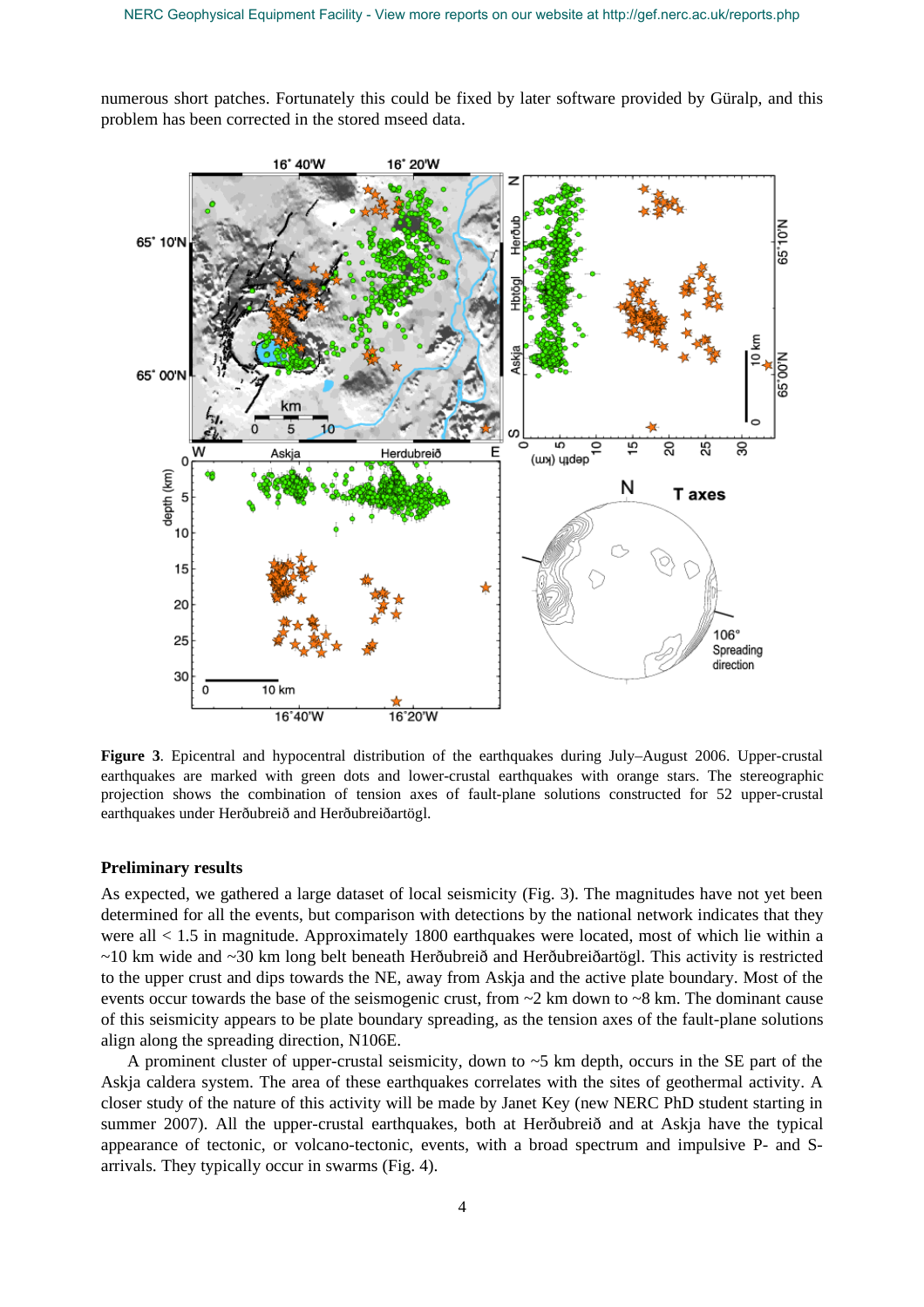numerous short patches. Fortunately this could be fixed by later software provided by Güralp, and this problem has been corrected in the stored mseed data.

**Figure 3**. Epicentral and hypocentral distribution of the earthquakes during July–August 2006. Upper-crustal earthquakes are marked with green dots and lower-crustal earthquakes with orange stars. The stereographic projection shows the combination of tension axes of fault-plane solutions constructed for 52 upper-crustal earthquakes under Herðubreið and Herðubreiðartögl.

**Preliminary results**

As expected, we gathered a large dataset of local seismicity (Fig. 3). The magnitudes have not yet been determined for all the events, but comparison with detections by the national network indicates that they were all < 1.5 in magnitude. Approximately 1800 earthquakes were located, most of which lie within a ~10 km wide and ~30 km long belt beneath Herðubreið and Herðubreiðartögl. This activity is restricted to the upper crust and dips towards the NE, away from Askja and the active plate boundary. Most of the events occur towards the base of the seismogenic crust, from ~2 km down to ~8 km. The dominant cause of this seismicity appears to be plate boundary spreading, as the tension axes of the fault-plane solutions align along the spreading direction, N106E.

A prominent cluster of upper-crustal seismicity, down to ~5 km depth, occurs in the SE part of the Askja caldera system. The area of these earthquakes correlates with the sites of geothermal activity. A closer study of the nature of this activity will be made by Janet Key (new NERC PhD student starting in summer 2007). All the upper-crustal earthquakes, both at Herðubreið and at Askja have the typical appearance of tectonic, or volcano-tectonic, events, with a broad spectrum and impulsive P- and S-arrivals. They typically occur in swarms (Fig. 4).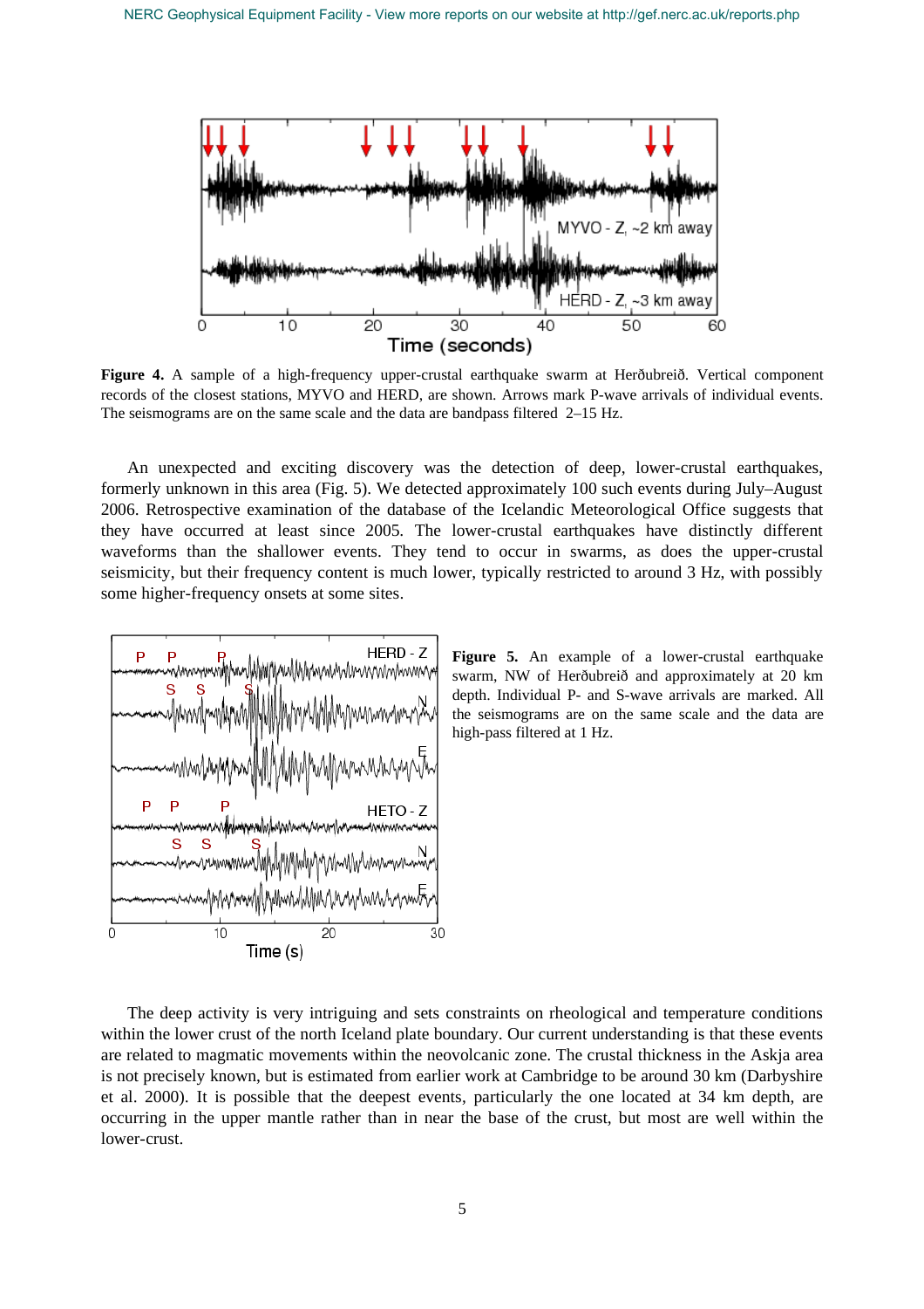**Figure 4.** A sample of a high-frequency upper-crustal earthquake swarm at Herðubreið. Vertical component records of the closest stations, MYVO and HERD, are shown. Arrows mark P-wave arrivals of individual events. The seismograms are on the same scale and the data are bandpass filtered 2–15 Hz.

An unexpected and exciting discovery was the detection of deep, lower-crustal earthquakes, formerly unknown in this area (Fig. 5). We detected approximately 100 such events during July–August 2006. Retrospective examination of the database of the Icelandic Meteorological Office suggests that they have occurred at least since 2005. The lower-crustal earthquakes have distinctly different waveforms than the shallower events. They tend to occur in swarms, as does the upper-crustal seismicity, but their frequency content is much lower, typically restricted to around 3 Hz, with possibly some higher-frequency onsets at some sites.

**Figure 5.** An example of a lower-crustal earthquake swarm, NW of Herðubreið and approximately at 20 km depth. Individual P- and S-wave arrivals are marked. All the seismograms are on the same scale and the data are high-pass filtered at 1 Hz.

The deep activity is very intriguing and sets constraints on rheological and temperature conditions within the lower crust of the north Iceland plate boundary. Our current understanding is that these events are related to magmatic movements within the neovolcanic zone. The crustal thickness in the Askja area is not precisely known, but is estimated from earlier work at Cambridge to be around 30 km (Darbyshire et al. 2000). It is possible that the deepest events, particularly the one located at 34 km depth, are occurring in the upper mantle rather than in near the base of the crust, but most are well within the lower-crust.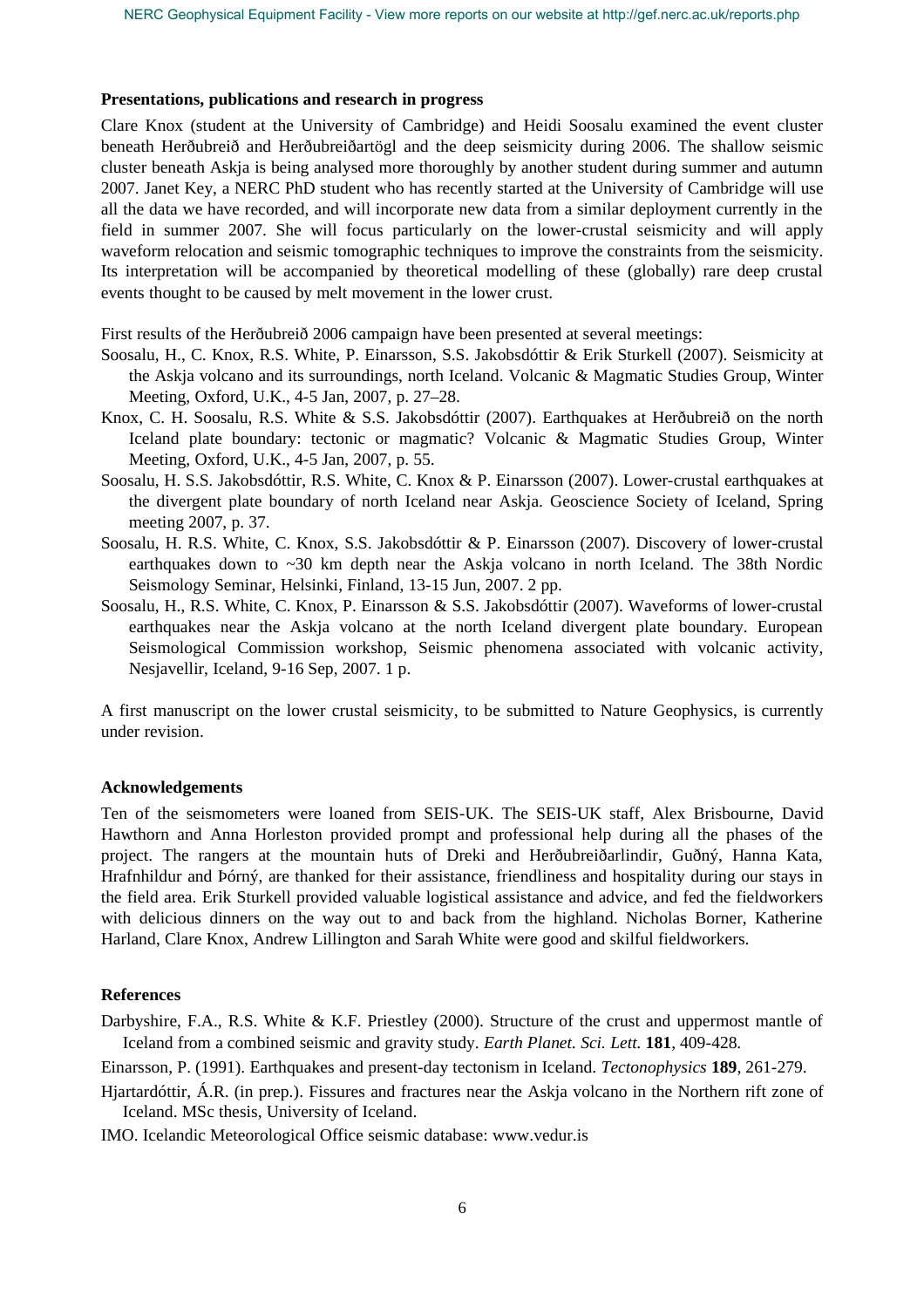### Presentations, publications and research in progress

Clare Knox (student at the University of Cambridge) and Heidi Soosalu examined the event cluster beneath Herðubreið and Herðubreiðartögl and the deep seismicity during 2006. The shallow seismic cluster beneath Askja is being analysed more thoroughly by another student during summer and autumn 2007. Janet Key, a NERC PhD student who has recently started at the University of Cambridge will use all the data we have recorded, and will incorporate new data from a similar deployment currently in the field in summer 2007. She will focus particularly on the lower-crustal seismicity and will apply waveform relocation and seismic tomographic techniques to improve the constraints from the seismicity. Its interpretation will be accompanied by theoretical modelling of these (globally) rare deep crustal events thought to be caused by melt movement in the lower crust.

First results of the Herðubreið 2006 campaign have been presented at several meetings:

Soosalu, H., C. Knox, R.S. White, P. Einarsson, S.S. Jakobsdóttir & Erik Sturkell (2007). Seismicity at the Askja volcano and its surroundings, north Iceland. Volcanic & Magmatic Studies Group, Winter Meeting, Oxford, U.K., 4-5 Jan, 2007, p. 27–28.

Knox, C. H. Soosalu, R.S. White & S.S. Jakobsdóttir (2007). Earthquakes at Herðubreið on the north Iceland plate boundary: tectonic or magmatic? Volcanic & Magmatic Studies Group, Winter Meeting, Oxford, U.K., 4-5 Jan, 2007, p. 55.

Soosalu, H. S.S. Jakobsdóttir, R.S. White, C. Knox & P. Einarsson (2007). Lower-crustal earthquakes at the divergent plate boundary of north Iceland near Askja. Geoscience Society of Iceland, Spring meeting 2007, p. 37.

Soosalu, H. R.S. White, C. Knox, S.S. Jakobsdóttir & P. Einarsson (2007). Discovery of lower-crustal earthquakes down to ~30 km depth near the Askja volcano in north Iceland. The 38th Nordic Seismology Seminar, Helsinki, Finland, 13-15 Jun, 2007. 2 pp.

Soosalu, H., R.S. White, C. Knox, P. Einarsson & S.S. Jakobsdóttir (2007). Waveforms of lower-crustal earthquakes near the Askja volcano at the north Iceland divergent plate boundary. European Seismological Commission workshop, Seismic phenomena associated with volcanic activity, Nesjavellir, Iceland, 9-16 Sep, 2007. 1 p.

A first manuscript on the lower crustal seismicity, to be submitted to Nature Geophysics, is currently under revision.

### Acknowledgements

Ten of the seismometers were loaned from SEIS-UK. The SEIS-UK staff, Alex Brisbourne, David Hawthorn and Anna Horleston provided prompt and professional help during all the phases of the project. The rangers at the mountain huts of Dreki and Herðubreiðarlindir, Guðný, Hanna Kata, Hrafnhildur and Þórný, are thanked for their assistance, friendliness and hospitality during our stays in the field area. Erik Sturkell provided valuable logistical assistance and advice, and fed the fieldworkers with delicious dinners on the way out to and back from the highland. Nicholas Borner, Katherine Harland, Clare Knox, Andrew Lillington and Sarah White were good and skilful fieldworkers.

### References

Darbyshire, F.A., R.S. White & K.F. Priestley (2000). Structure of the crust and uppermost mantle of Iceland from a combined seismic and gravity study. *Earth Planet. Sci. Lett.* **181**, 409-428.

Einarsson, P. (1991). Earthquakes and present-day tectonism in Iceland. *Tectonophysics* **189**, 261-279.

Hjartardóttir, Á.R. (in prep.). Fissures and fractures near the Askja volcano in the Northern rift zone of Iceland. MSc thesis, University of Iceland.

IMO. Icelandic Meteorological Office seismic database: www.vedur.is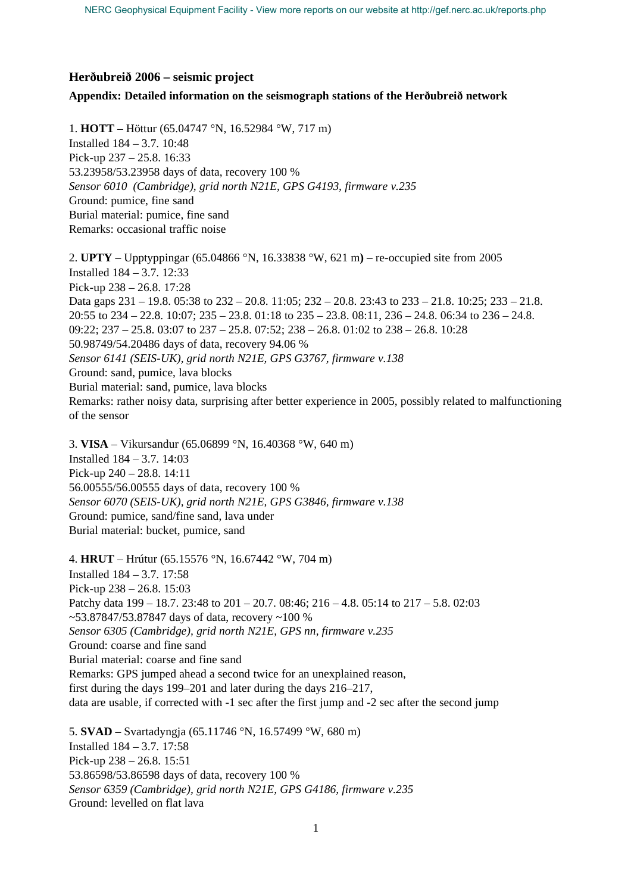## Herðubreið 2006 – seismic project

### Appendix: Detailed information on the seismograph stations of the Herðubreið network

1. **HOTT** – Höttur (65.04747 °N, 16.52984 °W, 717 m)
Installed 184 – 3.7. 10:48
Pick-up 237 – 25.8. 16:33
53.23958/53.23958 days of data, recovery 100 %
*Sensor 6010 (Cambridge), grid north N21E, GPS G4193, firmware v.235*
Ground: pumice, fine sand
Burial material: pumice, fine sand
Remarks: occasional traffic noise

2. **UPTY** – Upptyppingar (65.04866 °N, 16.33838 °W, 621 m**)** – re-occupied site from 2005
Installed 184 – 3.7. 12:33
Pick-up 238 – 26.8. 17:28
Data gaps 231 – 19.8. 05:38 to 232 – 20.8. 11:05; 232 – 20.8. 23:43 to 233 – 21.8. 10:25; 233 – 21.8. 20:55 to 234 – 22.8. 10:07; 235 – 23.8. 01:18 to 235 – 23.8. 08:11, 236 – 24.8. 06:34 to 236 – 24.8. 09:22; 237 – 25.8. 03:07 to 237 – 25.8. 07:52; 238 – 26.8. 01:02 to 238 – 26.8. 10:28
50.98749/54.20486 days of data, recovery 94.06 %
*Sensor 6141 (SEIS-UK), grid north N21E, GPS G3767, firmware v.138*
Ground: sand, pumice, lava blocks
Burial material: sand, pumice, lava blocks
Remarks: rather noisy data, surprising after better experience in 2005, possibly related to malfunctioning of the sensor

3. **VISA** – Vikursandur (65.06899 °N, 16.40368 °W, 640 m)
Installed 184 – 3.7. 14:03
Pick-up 240 – 28.8. 14:11
56.00555/56.00555 days of data, recovery 100 %
*Sensor 6070 (SEIS-UK), grid north N21E, GPS G3846, firmware v.138*
Ground: pumice, sand/fine sand, lava under
Burial material: bucket, pumice, sand

4. **HRUT** – Hrútur (65.15576 °N, 16.67442 °W, 704 m)
Installed 184 – 3.7. 17:58
Pick-up 238 – 26.8. 15:03
Patchy data 199 – 18.7. 23:48 to 201 – 20.7. 08:46; 216 – 4.8. 05:14 to 217 – 5.8. 02:03
~53.87847/53.87847 days of data, recovery ~100 %
*Sensor 6305 (Cambridge), grid north N21E, GPS nn, firmware v.235*
Ground: coarse and fine sand
Burial material: coarse and fine sand
Remarks: GPS jumped ahead a second twice for an unexplained reason,
first during the days 199–201 and later during the days 216–217,
data are usable, if corrected with -1 sec after the first jump and -2 sec after the second jump

5. **SVAD** – Svartadyngja (65.11746 °N, 16.57499 °W, 680 m)
Installed 184 – 3.7. 17:58
Pick-up 238 – 26.8. 15:51
53.86598/53.86598 days of data, recovery 100 %
*Sensor 6359 (Cambridge), grid north N21E, GPS G4186, firmware v.235*
Ground: levelled on flat lava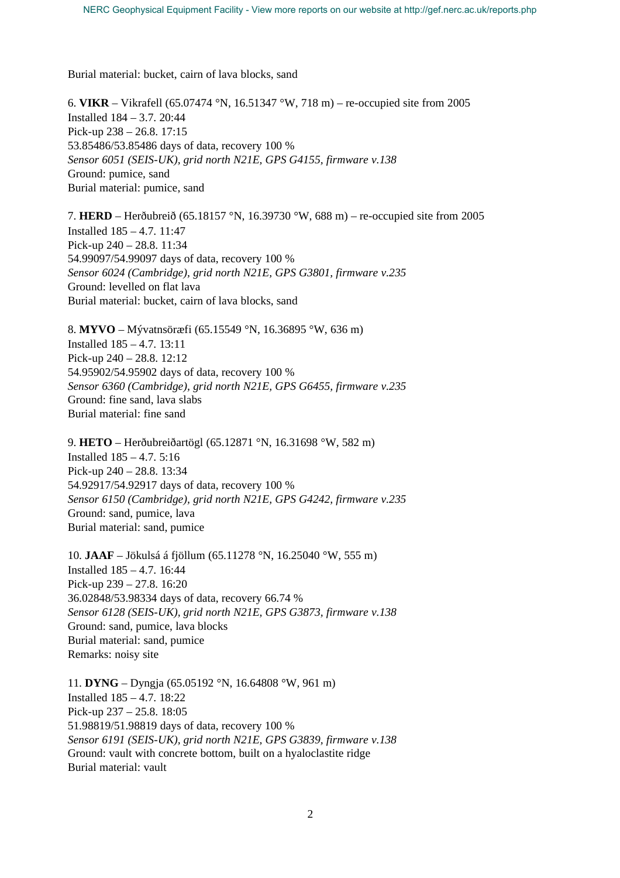Burial material: bucket, cairn of lava blocks, sand

6. **VIKR** – Vikrafell (65.07474 °N, 16.51347 °W, 718 m) – re-occupied site from 2005
Installed 184 – 3.7. 20:44
Pick-up 238 – 26.8. 17:15
53.85486/53.85486 days of data, recovery 100 %
*Sensor 6051 (SEIS-UK), grid north N21E, GPS G4155, firmware v.138*
Ground: pumice, sand
Burial material: pumice, sand

7. **HERD** – Herðubreið (65.18157 °N, 16.39730 °W, 688 m) – re-occupied site from 2005
Installed 185 – 4.7. 11:47
Pick-up 240 – 28.8. 11:34
54.99097/54.99097 days of data, recovery 100 %
*Sensor 6024 (Cambridge), grid north N21E, GPS G3801, firmware v.235*
Ground: levelled on flat lava
Burial material: bucket, cairn of lava blocks, sand

8. **MYVO** – Mývatnsöræfi (65.15549 °N, 16.36895 °W, 636 m)
Installed 185 – 4.7. 13:11
Pick-up 240 – 28.8. 12:12
54.95902/54.95902 days of data, recovery 100 %
*Sensor 6360 (Cambridge), grid north N21E, GPS G6455, firmware v.235*
Ground: fine sand, lava slabs
Burial material: fine sand

9. **HETO** – Herðubreiðartögl (65.12871 °N, 16.31698 °W, 582 m)
Installed 185 – 4.7. 5:16
Pick-up 240 – 28.8. 13:34
54.92917/54.92917 days of data, recovery 100 %
*Sensor 6150 (Cambridge), grid north N21E, GPS G4242, firmware v.235*
Ground: sand, pumice, lava
Burial material: sand, pumice

10. **JAAF** – Jökulsá á fjöllum (65.11278 °N, 16.25040 °W, 555 m)
Installed 185 – 4.7. 16:44
Pick-up 239 – 27.8. 16:20
36.02848/53.98334 days of data, recovery 66.74 %
*Sensor 6128 (SEIS-UK), grid north N21E, GPS G3873, firmware v.138*
Ground: sand, pumice, lava blocks
Burial material: sand, pumice
Remarks: noisy site

11. **DYNG** – Dyngja (65.05192 °N, 16.64808 °W, 961 m)
Installed 185 – 4.7. 18:22
Pick-up 237 – 25.8. 18:05
51.98819/51.98819 days of data, recovery 100 %
*Sensor 6191 (SEIS-UK), grid north N21E, GPS G3839, firmware v.138*
Ground: vault with concrete bottom, built on a hyaloclastite ridge
Burial material: vault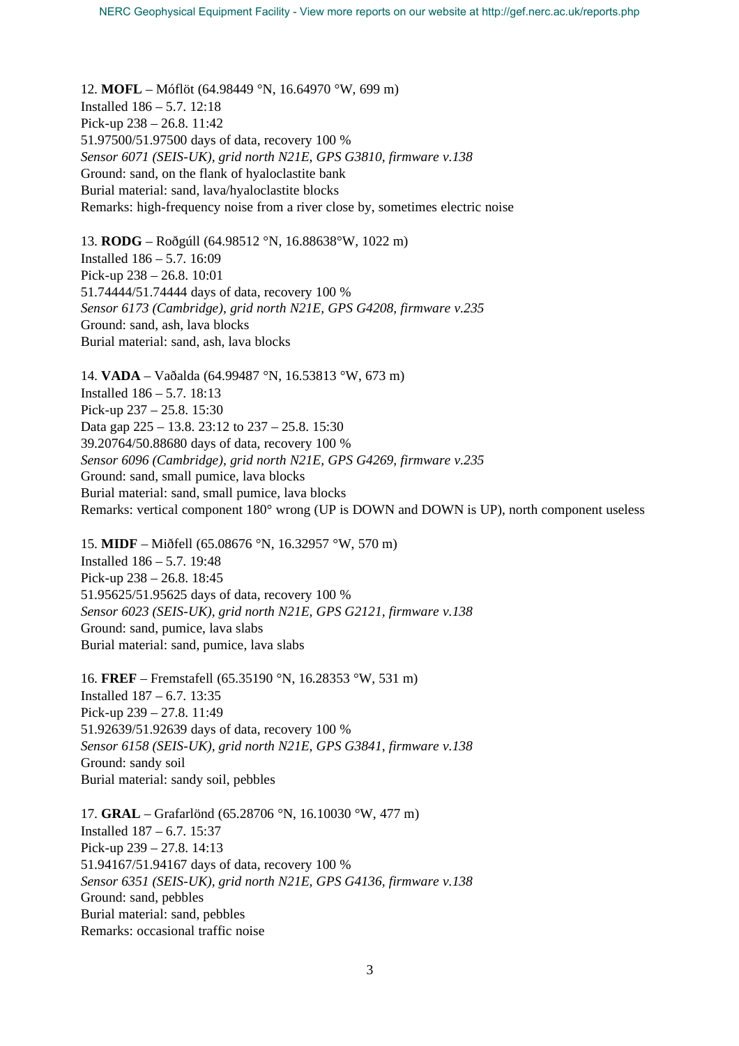12. **MOFL** – Móflöt (64.98449 °N, 16.64970 °W, 699 m)
Installed 186 – 5.7. 12:18
Pick-up 238 – 26.8. 11:42
51.97500/51.97500 days of data, recovery 100 %
*Sensor 6071 (SEIS-UK), grid north N21E, GPS G3810, firmware v.138*
Ground: sand, on the flank of hyaloclastite bank
Burial material: sand, lava/hyaloclastite blocks
Remarks: high-frequency noise from a river close by, sometimes electric noise

13. **RODG** – Roðgúll (64.98512 °N, 16.88638°W, 1022 m)
Installed 186 – 5.7. 16:09
Pick-up 238 – 26.8. 10:01
51.74444/51.74444 days of data, recovery 100 %
*Sensor 6173 (Cambridge), grid north N21E, GPS G4208, firmware v.235*
Ground: sand, ash, lava blocks
Burial material: sand, ash, lava blocks

14. **VADA** – Vaðalda (64.99487 °N, 16.53813 °W, 673 m)
Installed 186 – 5.7. 18:13
Pick-up 237 – 25.8. 15:30
Data gap 225 – 13.8. 23:12 to 237 – 25.8. 15:30
39.20764/50.88680 days of data, recovery 100 %
*Sensor 6096 (Cambridge), grid north N21E, GPS G4269, firmware v.235*
Ground: sand, small pumice, lava blocks
Burial material: sand, small pumice, lava blocks
Remarks: vertical component 180° wrong (UP is DOWN and DOWN is UP), north component useless

15. **MIDF** – Miðfell (65.08676 °N, 16.32957 °W, 570 m)
Installed 186 – 5.7. 19:48
Pick-up 238 – 26.8. 18:45
51.95625/51.95625 days of data, recovery 100 %
*Sensor 6023 (SEIS-UK), grid north N21E, GPS G2121, firmware v.138*
Ground: sand, pumice, lava slabs
Burial material: sand, pumice, lava slabs

16. **FREF** – Fremstafell (65.35190 °N, 16.28353 °W, 531 m)
Installed 187 – 6.7. 13:35
Pick-up 239 – 27.8. 11:49
51.92639/51.92639 days of data, recovery 100 %
*Sensor 6158 (SEIS-UK), grid north N21E, GPS G3841, firmware v.138*
Ground: sandy soil
Burial material: sandy soil, pebbles

17. **GRAL** – Grafarlönd (65.28706 °N, 16.10030 °W, 477 m)
Installed 187 – 6.7. 15:37
Pick-up 239 – 27.8. 14:13
51.94167/51.94167 days of data, recovery 100 %
*Sensor 6351 (SEIS-UK), grid north N21E, GPS G4136, firmware v.138*
Ground: sand, pebbles
Burial material: sand, pebbles
Remarks: occasional traffic noise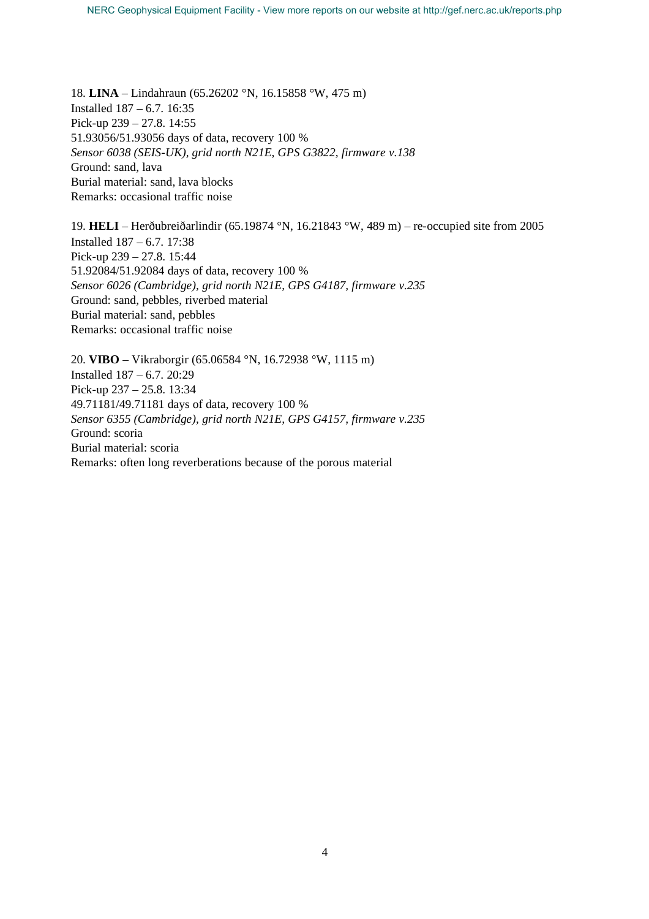18. **LINA** – Lindahraun (65.26202 °N, 16.15858 °W, 475 m)
Installed 187 – 6.7. 16:35
Pick-up 239 – 27.8. 14:55
51.93056/51.93056 days of data, recovery 100 %
*Sensor 6038 (SEIS-UK), grid north N21E, GPS G3822, firmware v.138*
Ground: sand, lava
Burial material: sand, lava blocks
Remarks: occasional traffic noise

19. **HELI** – Herðubreiðarlindir (65.19874 °N, 16.21843 °W, 489 m) – re-occupied site from 2005
Installed 187 – 6.7. 17:38
Pick-up 239 – 27.8. 15:44
51.92084/51.92084 days of data, recovery 100 %
*Sensor 6026 (Cambridge), grid north N21E, GPS G4187, firmware v.235*
Ground: sand, pebbles, riverbed material
Burial material: sand, pebbles
Remarks: occasional traffic noise

20. **VIBO** – Vikraborgir (65.06584 °N, 16.72938 °W, 1115 m)
Installed 187 – 6.7. 20:29
Pick-up 237 – 25.8. 13:34
49.71181/49.71181 days of data, recovery 100 %
*Sensor 6355 (Cambridge), grid north N21E, GPS G4157, firmware v.235*
Ground: scoria
Burial material: scoria
Remarks: often long reverberations because of the porous material